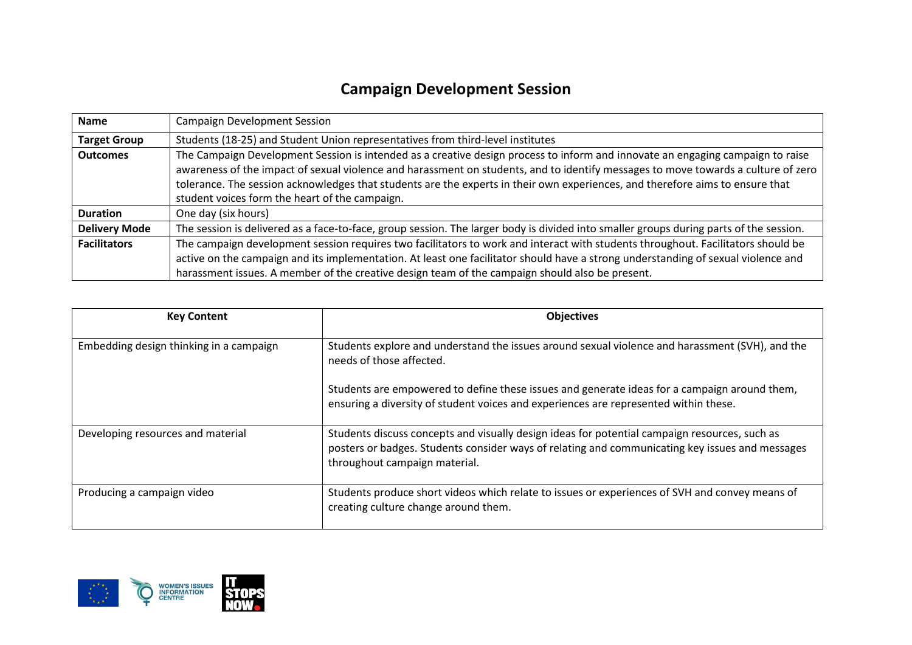# Campaign Development Session

| | |
|---|---|
| **Name** | Campaign Development Session |
| **Target Group** | Students (18-25) and Student Union representatives from third-level institutes |
| **Outcomes** | The Campaign Development Session is intended as a creative design process to inform and innovate an engaging campaign to raise awareness of the impact of sexual violence and harassment on students, and to identify messages to move towards a culture of zero tolerance. The session acknowledges that students are the experts in their own experiences, and therefore aims to ensure that student voices form the heart of the campaign. |
| **Duration** | One day (six hours) |
| **Delivery Mode** | The session is delivered as a face-to-face, group session. The larger body is divided into smaller groups during parts of the session. |
| **Facilitators** | The campaign development session requires two facilitators to work and interact with students throughout. Facilitators should be active on the campaign and its implementation. At least one facilitator should have a strong understanding of sexual violence and harassment issues. A member of the creative design team of the campaign should also be present. |

| Key Content | Objectives |
|---|---|
| Embedding design thinking in a campaign | Students explore and understand the issues around sexual violence and harassment (SVH), and the needs of those affected.<br><br>Students are empowered to define these issues and generate ideas for a campaign around them, ensuring a diversity of student voices and experiences are represented within these. |
| Developing resources and material | Students discuss concepts and visually design ideas for potential campaign resources, such as posters or badges. Students consider ways of relating and communicating key issues and messages throughout campaign material. |
| Producing a campaign video | Students produce short videos which relate to issues or experiences of SVH and convey means of creating culture change around them. |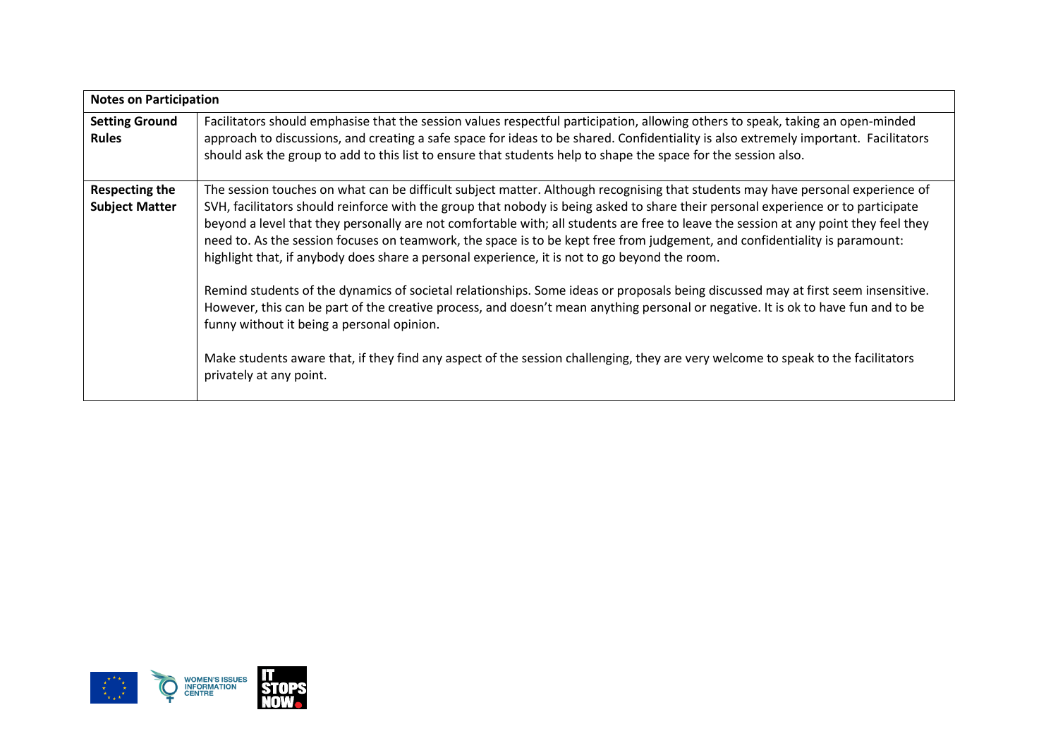| Notes on Participation | |
|---|---|
| **Setting Ground Rules** | Facilitators should emphasise that the session values respectful participation, allowing others to speak, taking an open-minded approach to discussions, and creating a safe space for ideas to be shared. Confidentiality is also extremely important. Facilitators should ask the group to add to this list to ensure that students help to shape the space for the session also. |
| **Respecting the Subject Matter** | The session touches on what can be difficult subject matter. Although recognising that students may have personal experience of SVH, facilitators should reinforce with the group that nobody is being asked to share their personal experience or to participate beyond a level that they personally are not comfortable with; all students are free to leave the session at any point they feel they need to. As the session focuses on teamwork, the space is to be kept free from judgement, and confidentiality is paramount: highlight that, if anybody does share a personal experience, it is not to go beyond the room.<br><br>Remind students of the dynamics of societal relationships. Some ideas or proposals being discussed may at first seem insensitive. However, this can be part of the creative process, and doesn't mean anything personal or negative. It is ok to have fun and to be funny without it being a personal opinion.<br><br>Make students aware that, if they find any aspect of the session challenging, they are very welcome to speak to the facilitators privately at any point. |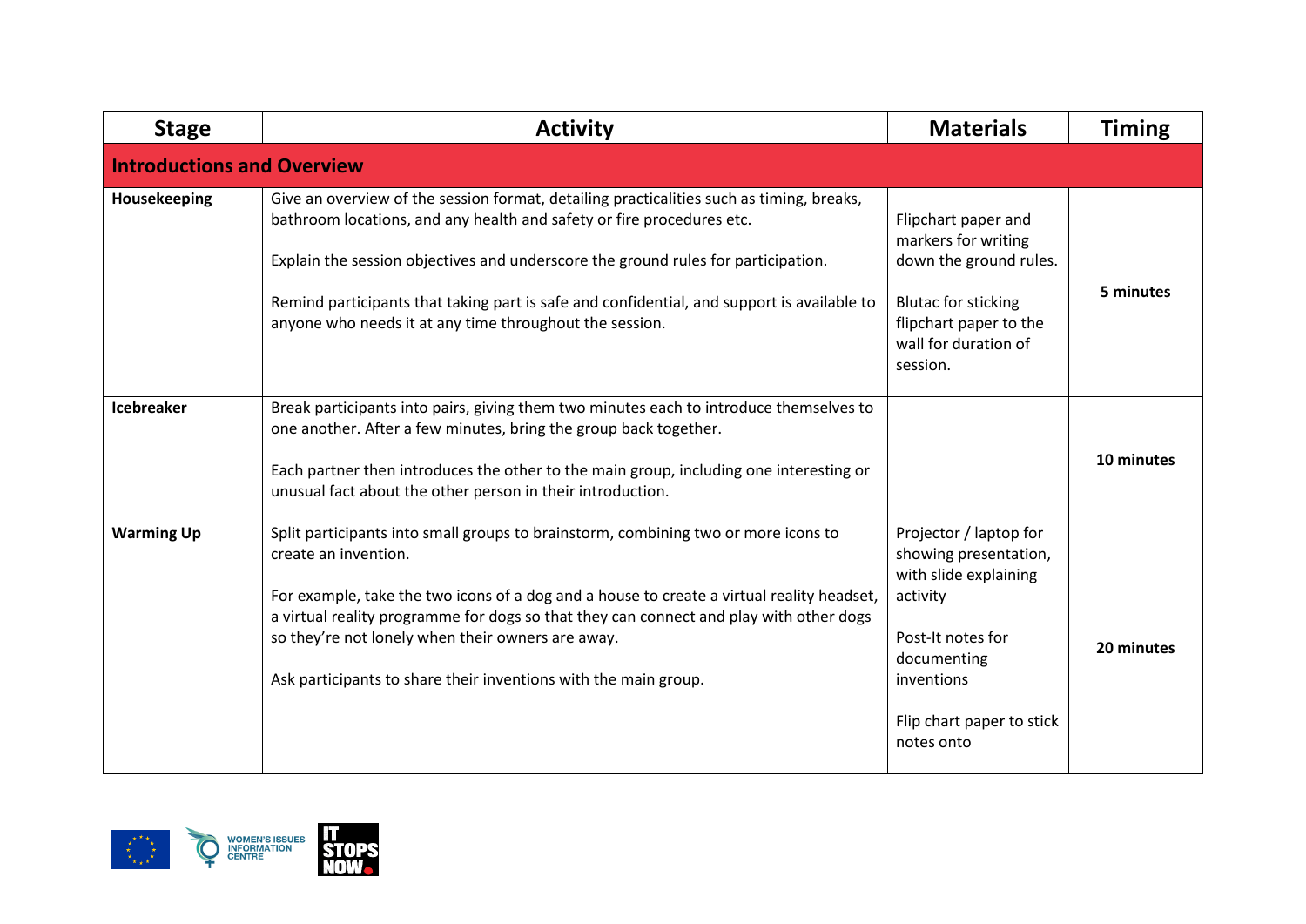| Stage | Activity | Materials | Timing |
|---|---|---|---|
| **Introductions and Overview** | | | |
| **Housekeeping** | Give an overview of the session format, detailing practicalities such as timing, breaks, bathroom locations, and any health and safety or fire procedures etc.<br><br>Explain the session objectives and underscore the ground rules for participation.<br><br>Remind participants that taking part is safe and confidential, and support is available to anyone who needs it at any time throughout the session. | Flipchart paper and markers for writing down the ground rules.<br><br>Blutac for sticking flipchart paper to the wall for duration of session. | **5 minutes** |
| **Icebreaker** | Break participants into pairs, giving them two minutes each to introduce themselves to one another. After a few minutes, bring the group back together.<br><br>Each partner then introduces the other to the main group, including one interesting or unusual fact about the other person in their introduction. | | **10 minutes** |
| **Warming Up** | Split participants into small groups to brainstorm, combining two or more icons to create an invention.<br><br>For example, take the two icons of a dog and a house to create a virtual reality headset, a virtual reality programme for dogs so that they can connect and play with other dogs so they're not lonely when their owners are away.<br><br>Ask participants to share their inventions with the main group. | Projector / laptop for showing presentation, with slide explaining activity<br><br>Post-It notes for documenting inventions<br><br>Flip chart paper to stick notes onto | **20 minutes** |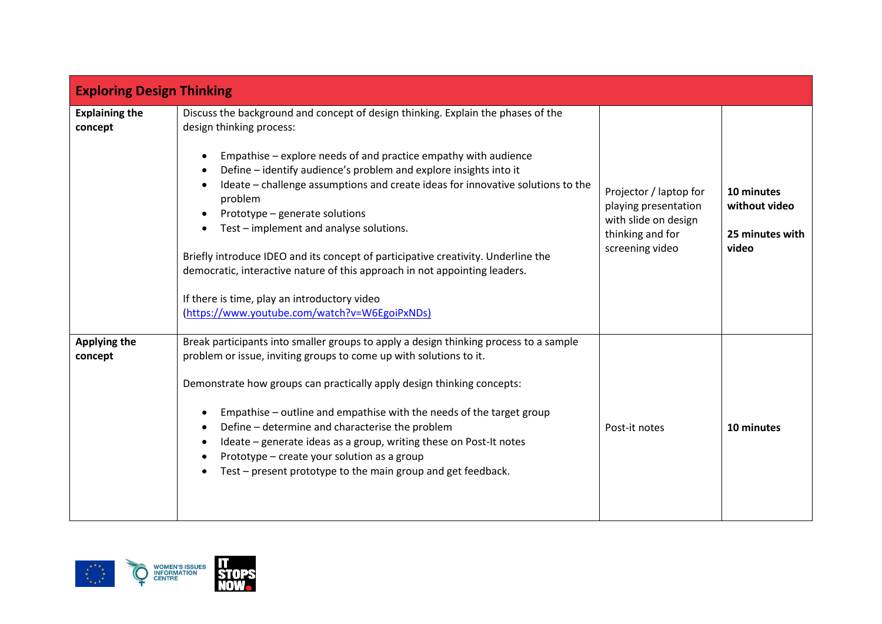| Exploring Design Thinking | | | |
|---|---|---|---|
| **Explaining the concept** | Discuss the background and concept of design thinking. Explain the phases of the design thinking process:<br><br>• Empathise – explore needs of and practice empathy with audience<br>• Define – identify audience's problem and explore insights into it<br>• Ideate – challenge assumptions and create ideas for innovative solutions to the problem<br>• Prototype – generate solutions<br>• Test – implement and analyse solutions.<br><br>Briefly introduce IDEO and its concept of participative creativity. Underline the democratic, interactive nature of this approach in not appointing leaders.<br><br>If there is time, play an introductory video (https://www.youtube.com/watch?v=W6EgoiPxNDs) | Projector / laptop for playing presentation with slide on design thinking and for screening video | **10 minutes without video**<br><br>**25 minutes with video** |
| **Applying the concept** | Break participants into smaller groups to apply a design thinking process to a sample problem or issue, inviting groups to come up with solutions to it.<br><br>Demonstrate how groups can practically apply design thinking concepts:<br><br>• Empathise – outline and empathise with the needs of the target group<br>• Define – determine and characterise the problem<br>• Ideate – generate ideas as a group, writing these on Post-It notes<br>• Prototype – create your solution as a group<br>• Test – present prototype to the main group and get feedback. | Post-it notes | **10 minutes** |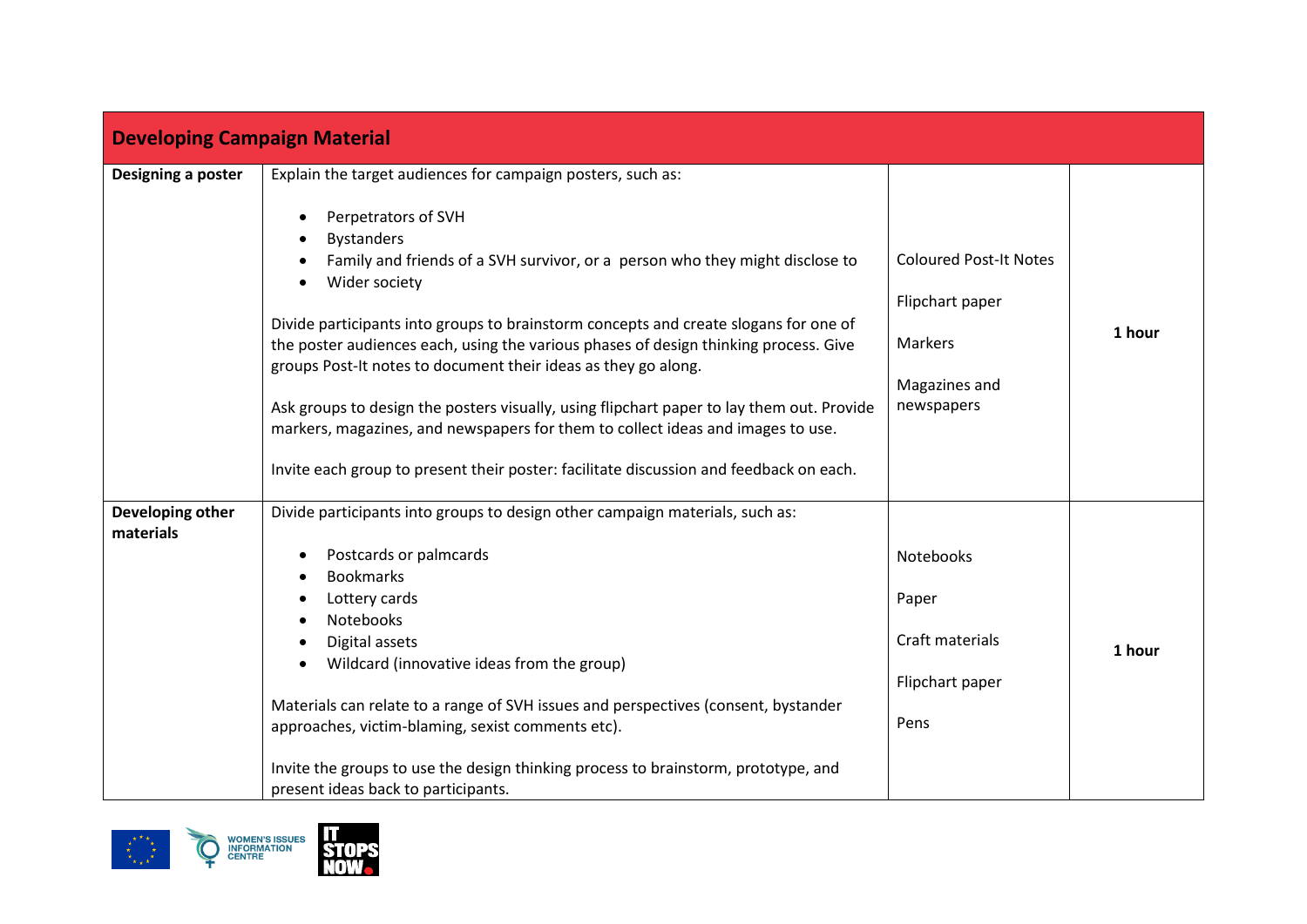| Developing Campaign Material | | | |
|---|---|---|---|
| **Designing a poster** | Explain the target audiences for campaign posters, such as:<br><br>• Perpetrators of SVH<br>• Bystanders<br>• Family and friends of a SVH survivor, or a person who they might disclose to<br>• Wider society<br><br>Divide participants into groups to brainstorm concepts and create slogans for one of the poster audiences each, using the various phases of design thinking process. Give groups Post-It notes to document their ideas as they go along.<br><br>Ask groups to design the posters visually, using flipchart paper to lay them out. Provide markers, magazines, and newspapers for them to collect ideas and images to use.<br><br>Invite each group to present their poster: facilitate discussion and feedback on each. | Coloured Post-It Notes<br><br>Flipchart paper<br><br>Markers<br><br>Magazines and newspapers | **1 hour** |
| **Developing other materials** | Divide participants into groups to design other campaign materials, such as:<br><br>• Postcards or palmcards<br>• Bookmarks<br>• Lottery cards<br>• Notebooks<br>• Digital assets<br>• Wildcard (innovative ideas from the group)<br><br>Materials can relate to a range of SVH issues and perspectives (consent, bystander approaches, victim-blaming, sexist comments etc).<br><br>Invite the groups to use the design thinking process to brainstorm, prototype, and present ideas back to participants. | Notebooks<br><br>Paper<br><br>Craft materials<br><br>Flipchart paper<br><br>Pens | **1 hour** |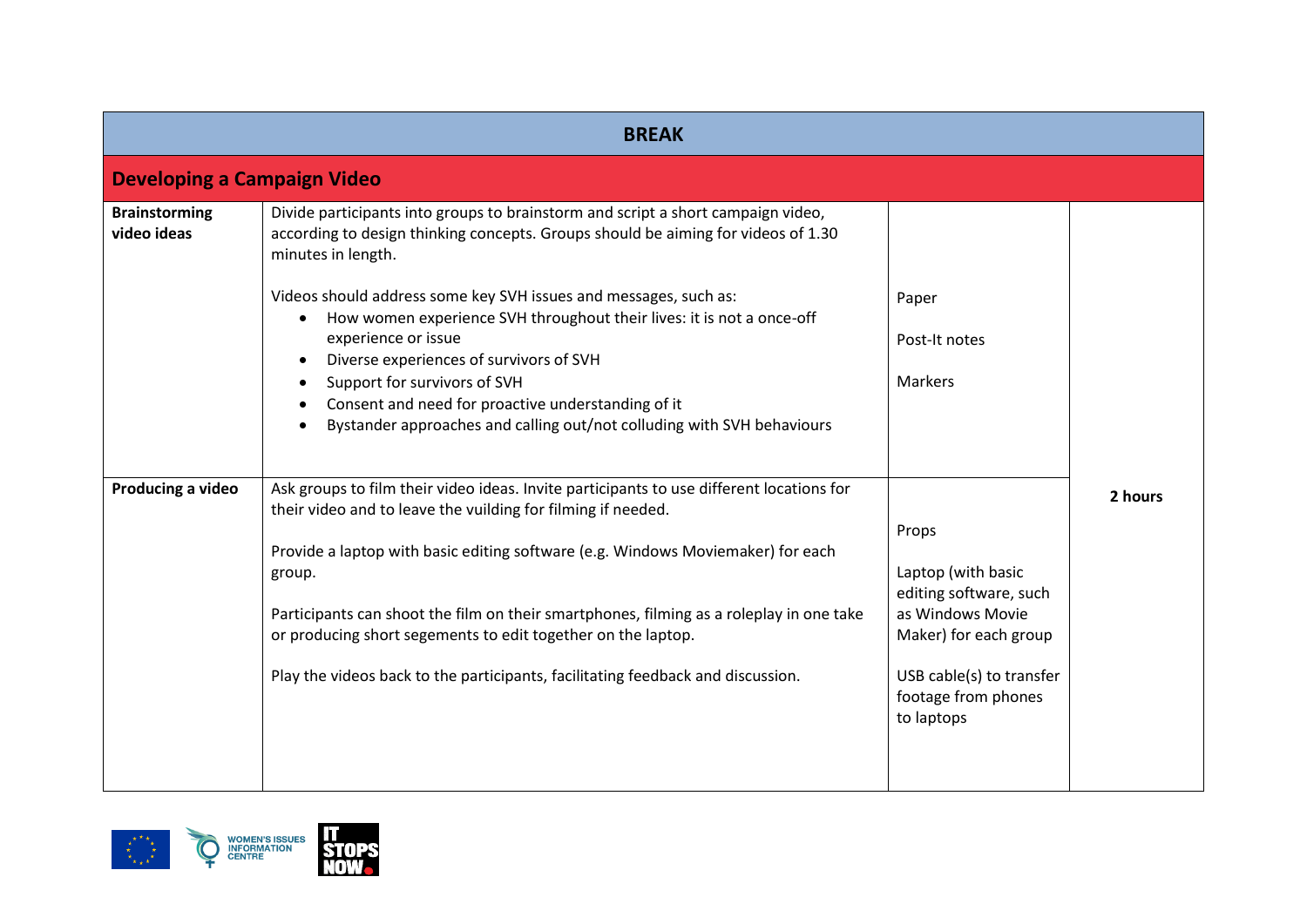| BREAK | | | |
|---|---|---|---|
| **Developing a Campaign Video** | | | |
| **Brainstorming video ideas** | Divide participants into groups to brainstorm and script a short campaign video, according to design thinking concepts. Groups should be aiming for videos of 1.30 minutes in length.<br><br>Videos should address some key SVH issues and messages, such as:<br>• How women experience SVH throughout their lives: it is not a once-off experience or issue<br>• Diverse experiences of survivors of SVH<br>• Support for survivors of SVH<br>• Consent and need for proactive understanding of it<br>• Bystander approaches and calling out/not colluding with SVH behaviours | Paper<br><br>Post-It notes<br><br>Markers | **2 hours** |
| **Producing a video** | Ask groups to film their video ideas. Invite participants to use different locations for their video and to leave the vuilding for filming if needed.<br><br>Provide a laptop with basic editing software (e.g. Windows Moviemaker) for each group.<br><br>Participants can shoot the film on their smartphones, filming as a roleplay in one take or producing short segements to edit together on the laptop.<br><br>Play the videos back to the participants, facilitating feedback and discussion. | Props<br><br>Laptop (with basic editing software, such as Windows Movie Maker) for each group<br><br>USB cable(s) to transfer footage from phones to laptops | |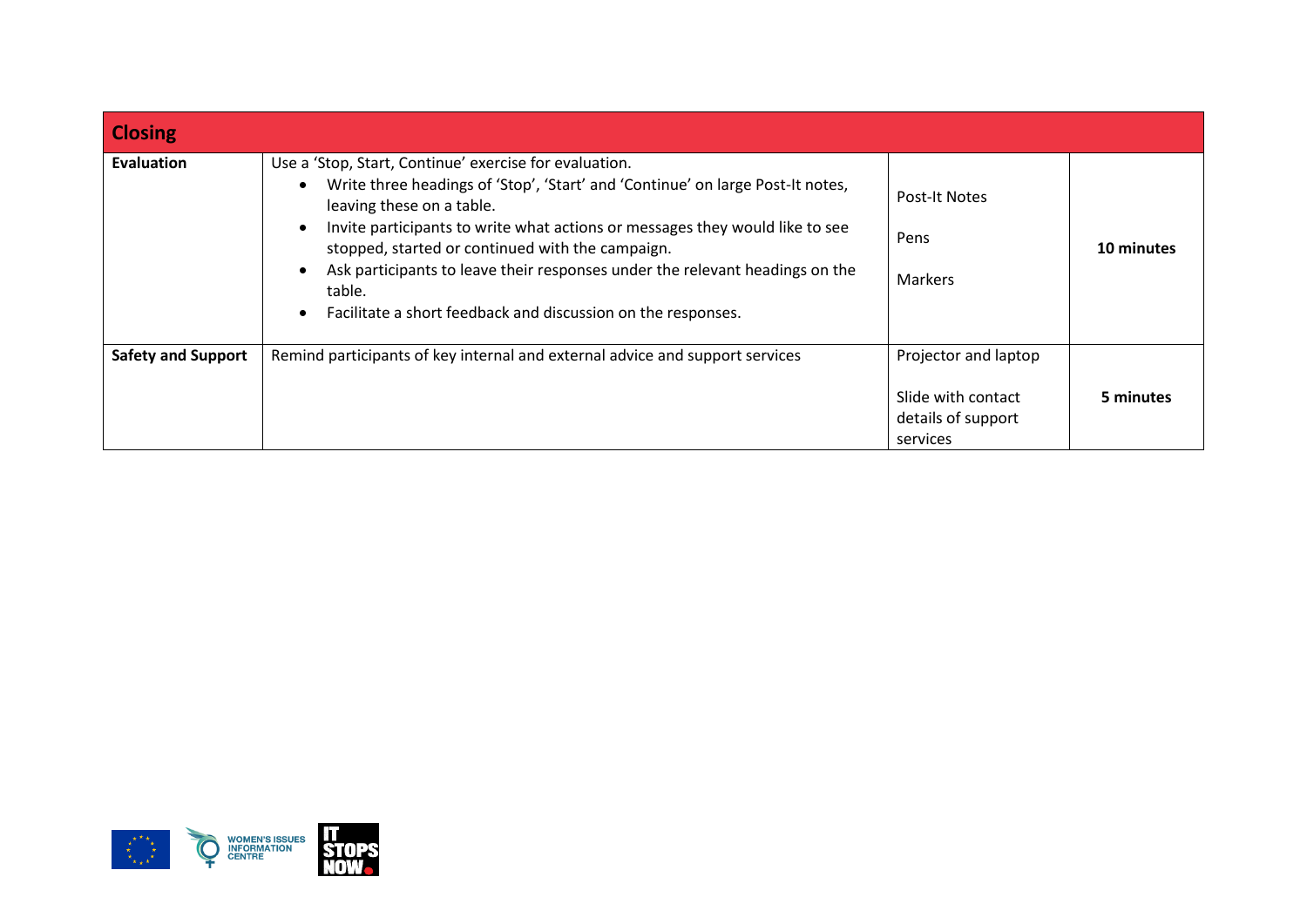| Closing | | | |
|---|---|---|---|
| **Evaluation** | Use a 'Stop, Start, Continue' exercise for evaluation.<br>• Write three headings of 'Stop', 'Start' and 'Continue' on large Post-It notes, leaving these on a table.<br>• Invite participants to write what actions or messages they would like to see stopped, started or continued with the campaign.<br>• Ask participants to leave their responses under the relevant headings on the table.<br>• Facilitate a short feedback and discussion on the responses. | Post-It Notes<br><br>Pens<br><br>Markers | **10 minutes** |
| **Safety and Support** | Remind participants of key internal and external advice and support services | Projector and laptop<br><br>Slide with contact details of support services | **5 minutes** |